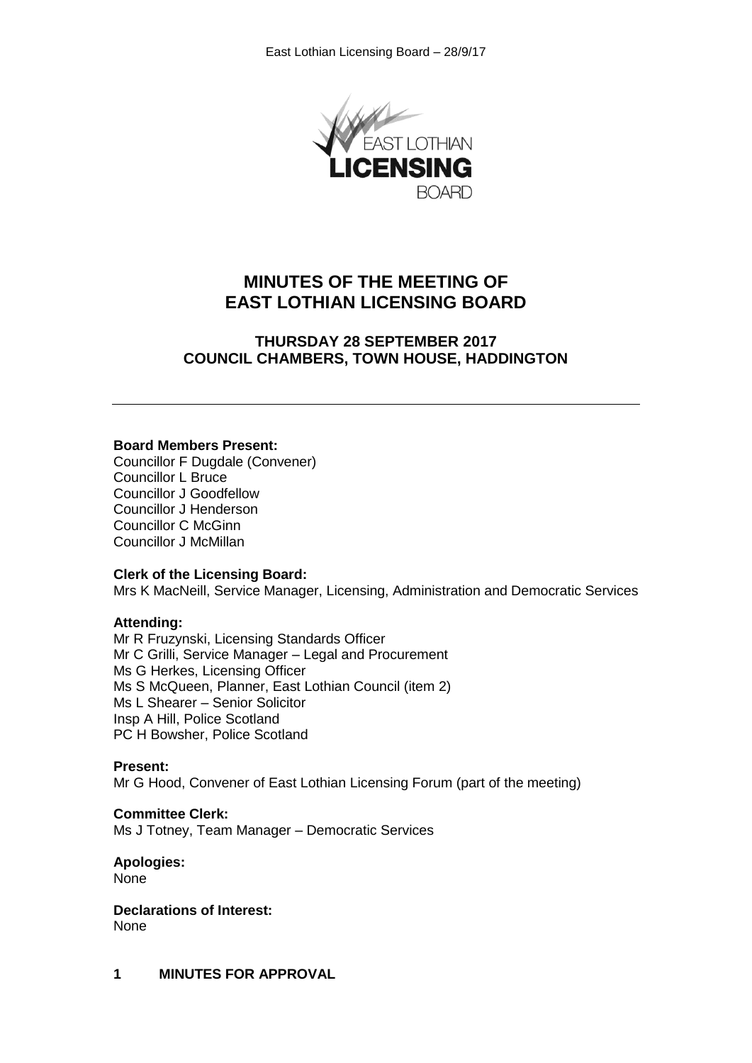# MINUTES OF THE MEETING OF EAST LOTHIAN LICENSING BOARD

## THURSDAY 28 SEPTEMBER 2017
## COUNCIL CHAMBERS, TOWN HOUSE, HADDINGTON

---

**Board Members Present:**
Councillor F Dugdale (Convener)
Councillor L Bruce
Councillor J Goodfellow
Councillor J Henderson
Councillor C McGinn
Councillor J McMillan

**Clerk of the Licensing Board:**
Mrs K MacNeill, Service Manager, Licensing, Administration and Democratic Services

**Attending:**
Mr R Fruzynski, Licensing Standards Officer
Mr C Grilli, Service Manager – Legal and Procurement
Ms G Herkes, Licensing Officer
Ms S McQueen, Planner, East Lothian Council (item 2)
Ms L Shearer – Senior Solicitor
Insp A Hill, Police Scotland
PC H Bowsher, Police Scotland

**Present:**
Mr G Hood, Convener of East Lothian Licensing Forum (part of the meeting)

**Committee Clerk:**
Ms J Totney, Team Manager – Democratic Services

**Apologies:**
None

**Declarations of Interest:**
None

## 1 MINUTES FOR APPROVAL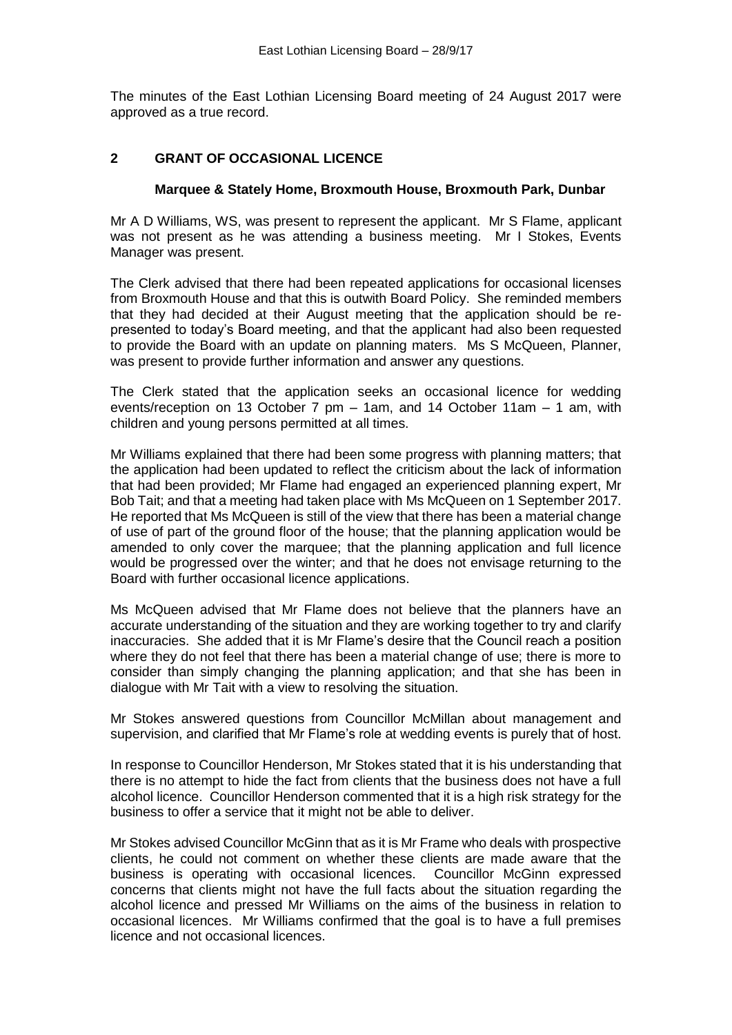The minutes of the East Lothian Licensing Board meeting of 24 August 2017 were approved as a true record.

## 2 GRANT OF OCCASIONAL LICENCE

### Marquee & Stately Home, Broxmouth House, Broxmouth Park, Dunbar

Mr A D Williams, WS, was present to represent the applicant. Mr S Flame, applicant was not present as he was attending a business meeting. Mr I Stokes, Events Manager was present.

The Clerk advised that there had been repeated applications for occasional licenses from Broxmouth House and that this is outwith Board Policy. She reminded members that they had decided at their August meeting that the application should be re-presented to today's Board meeting, and that the applicant had also been requested to provide the Board with an update on planning maters. Ms S McQueen, Planner, was present to provide further information and answer any questions.

The Clerk stated that the application seeks an occasional licence for wedding events/reception on 13 October 7 pm – 1am, and 14 October 11am – 1 am, with children and young persons permitted at all times.

Mr Williams explained that there had been some progress with planning matters; that the application had been updated to reflect the criticism about the lack of information that had been provided; Mr Flame had engaged an experienced planning expert, Mr Bob Tait; and that a meeting had taken place with Ms McQueen on 1 September 2017. He reported that Ms McQueen is still of the view that there has been a material change of use of part of the ground floor of the house; that the planning application would be amended to only cover the marquee; that the planning application and full licence would be progressed over the winter; and that he does not envisage returning to the Board with further occasional licence applications.

Ms McQueen advised that Mr Flame does not believe that the planners have an accurate understanding of the situation and they are working together to try and clarify inaccuracies. She added that it is Mr Flame's desire that the Council reach a position where they do not feel that there has been a material change of use; there is more to consider than simply changing the planning application; and that she has been in dialogue with Mr Tait with a view to resolving the situation.

Mr Stokes answered questions from Councillor McMillan about management and supervision, and clarified that Mr Flame's role at wedding events is purely that of host.

In response to Councillor Henderson, Mr Stokes stated that it is his understanding that there is no attempt to hide the fact from clients that the business does not have a full alcohol licence. Councillor Henderson commented that it is a high risk strategy for the business to offer a service that it might not be able to deliver.

Mr Stokes advised Councillor McGinn that as it is Mr Frame who deals with prospective clients, he could not comment on whether these clients are made aware that the business is operating with occasional licences. Councillor McGinn expressed concerns that clients might not have the full facts about the situation regarding the alcohol licence and pressed Mr Williams on the aims of the business in relation to occasional licences. Mr Williams confirmed that the goal is to have a full premises licence and not occasional licences.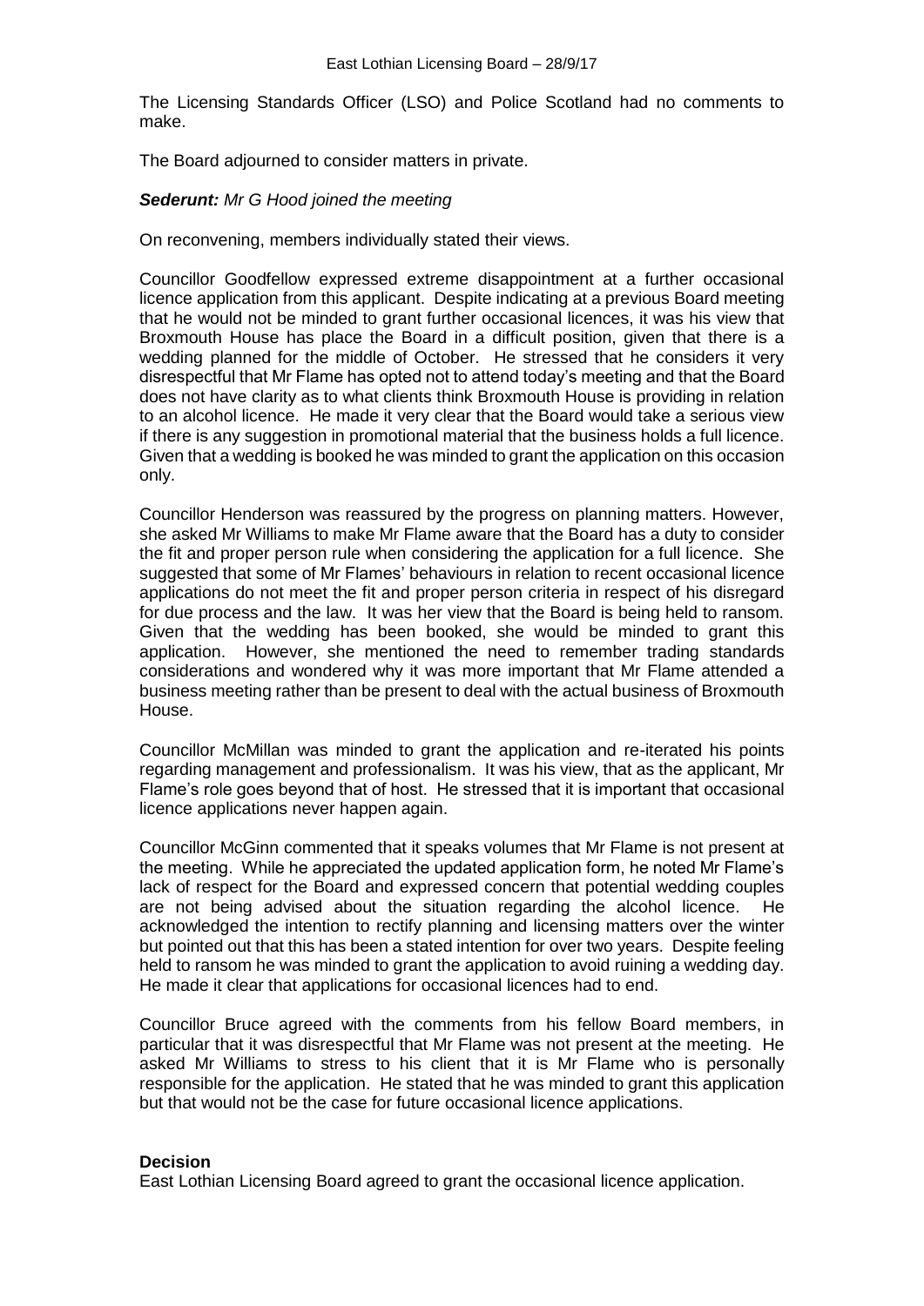The Licensing Standards Officer (LSO) and Police Scotland had no comments to make.

The Board adjourned to consider matters in private.

***Sederunt:*** *Mr G Hood joined the meeting*

On reconvening, members individually stated their views.

Councillor Goodfellow expressed extreme disappointment at a further occasional licence application from this applicant. Despite indicating at a previous Board meeting that he would not be minded to grant further occasional licences, it was his view that Broxmouth House has place the Board in a difficult position, given that there is a wedding planned for the middle of October. He stressed that he considers it very disrespectful that Mr Flame has opted not to attend today's meeting and that the Board does not have clarity as to what clients think Broxmouth House is providing in relation to an alcohol licence. He made it very clear that the Board would take a serious view if there is any suggestion in promotional material that the business holds a full licence. Given that a wedding is booked he was minded to grant the application on this occasion only.

Councillor Henderson was reassured by the progress on planning matters. However, she asked Mr Williams to make Mr Flame aware that the Board has a duty to consider the fit and proper person rule when considering the application for a full licence. She suggested that some of Mr Flames' behaviours in relation to recent occasional licence applications do not meet the fit and proper person criteria in respect of his disregard for due process and the law. It was her view that the Board is being held to ransom. Given that the wedding has been booked, she would be minded to grant this application. However, she mentioned the need to remember trading standards considerations and wondered why it was more important that Mr Flame attended a business meeting rather than be present to deal with the actual business of Broxmouth House.

Councillor McMillan was minded to grant the application and re-iterated his points regarding management and professionalism. It was his view, that as the applicant, Mr Flame's role goes beyond that of host. He stressed that it is important that occasional licence applications never happen again.

Councillor McGinn commented that it speaks volumes that Mr Flame is not present at the meeting. While he appreciated the updated application form, he noted Mr Flame's lack of respect for the Board and expressed concern that potential wedding couples are not being advised about the situation regarding the alcohol licence. He acknowledged the intention to rectify planning and licensing matters over the winter but pointed out that this has been a stated intention for over two years. Despite feeling held to ransom he was minded to grant the application to avoid ruining a wedding day. He made it clear that applications for occasional licences had to end.

Councillor Bruce agreed with the comments from his fellow Board members, in particular that it was disrespectful that Mr Flame was not present at the meeting. He asked Mr Williams to stress to his client that it is Mr Flame who is personally responsible for the application. He stated that he was minded to grant this application but that would not be the case for future occasional licence applications.

**Decision**

East Lothian Licensing Board agreed to grant the occasional licence application.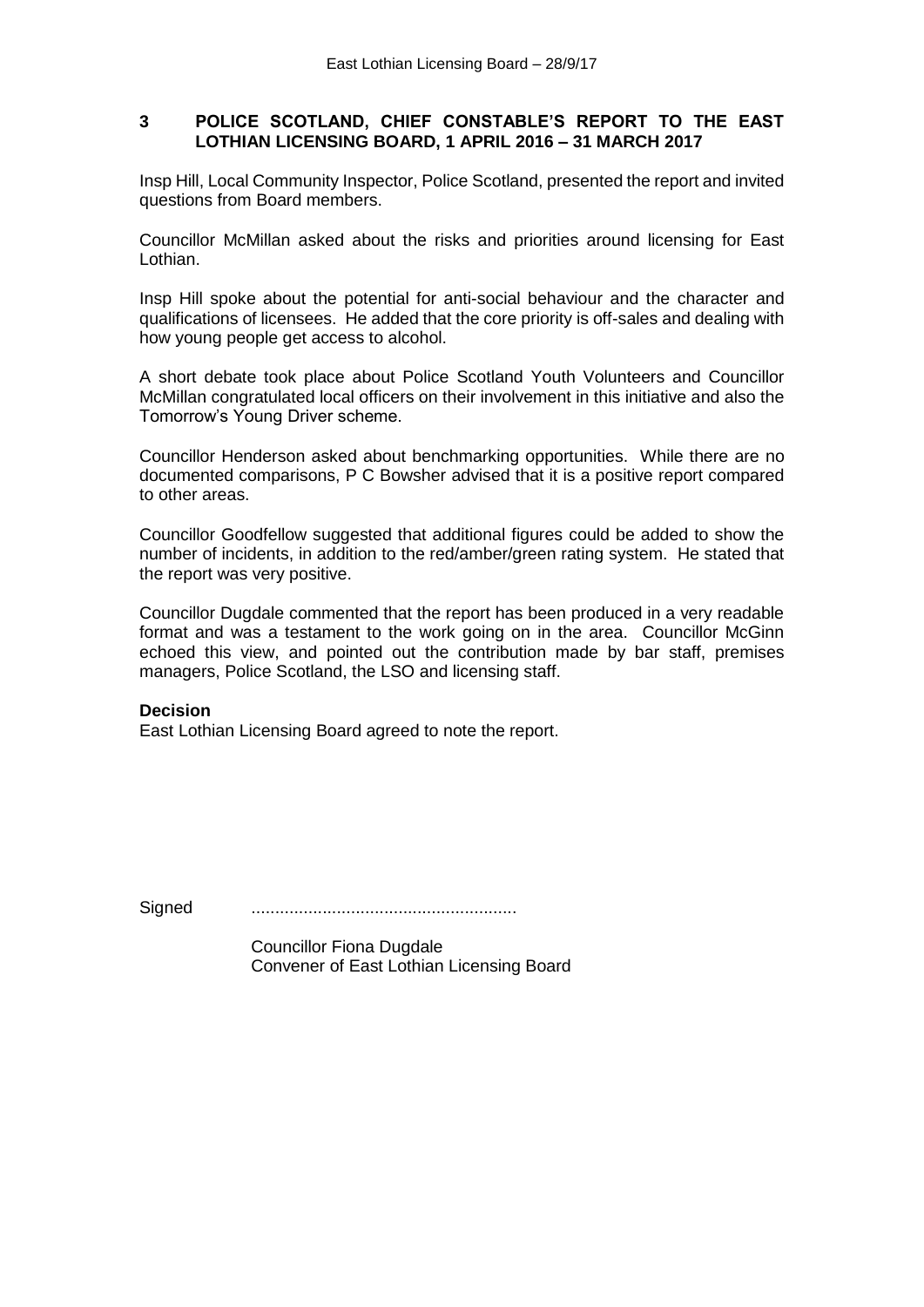## 3 POLICE SCOTLAND, CHIEF CONSTABLE'S REPORT TO THE EAST LOTHIAN LICENSING BOARD, 1 APRIL 2016 – 31 MARCH 2017

Insp Hill, Local Community Inspector, Police Scotland, presented the report and invited questions from Board members.

Councillor McMillan asked about the risks and priorities around licensing for East Lothian.

Insp Hill spoke about the potential for anti-social behaviour and the character and qualifications of licensees. He added that the core priority is off-sales and dealing with how young people get access to alcohol.

A short debate took place about Police Scotland Youth Volunteers and Councillor McMillan congratulated local officers on their involvement in this initiative and also the Tomorrow's Young Driver scheme.

Councillor Henderson asked about benchmarking opportunities. While there are no documented comparisons, P C Bowsher advised that it is a positive report compared to other areas.

Councillor Goodfellow suggested that additional figures could be added to show the number of incidents, in addition to the red/amber/green rating system. He stated that the report was very positive.

Councillor Dugdale commented that the report has been produced in a very readable format and was a testament to the work going on in the area. Councillor McGinn echoed this view, and pointed out the contribution made by bar staff, premises managers, Police Scotland, the LSO and licensing staff.

**Decision**

East Lothian Licensing Board agreed to note the report.

Signed ........................................................

Councillor Fiona Dugdale
Convener of East Lothian Licensing Board